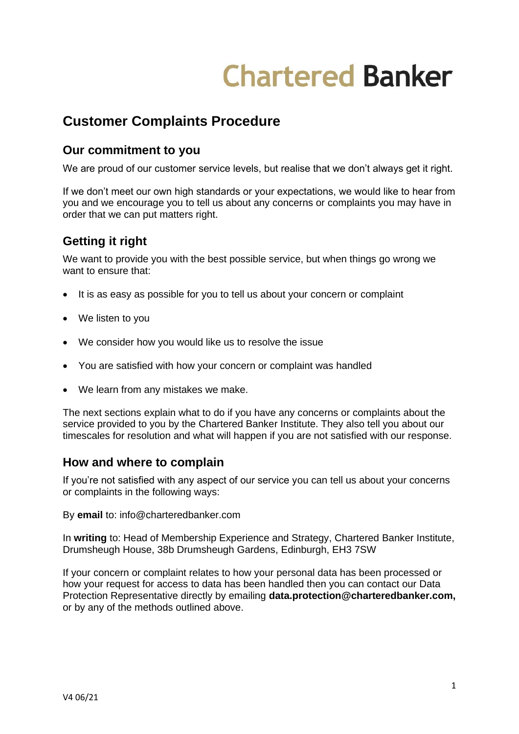Chartered Banker

# Customer Complaints Procedure

## Our commitment to you

We are proud of our customer service levels, but realise that we don't always get it right.

If we don't meet our own high standards or your expectations, we would like to hear from you and we encourage you to tell us about any concerns or complaints you may have in order that we can put matters right.

## Getting it right

We want to provide you with the best possible service, but when things go wrong we want to ensure that:

- It is as easy as possible for you to tell us about your concern or complaint
- We listen to you
- We consider how you would like us to resolve the issue
- You are satisfied with how your concern or complaint was handled
- We learn from any mistakes we make.

The next sections explain what to do if you have any concerns or complaints about the service provided to you by the Chartered Banker Institute. They also tell you about our timescales for resolution and what will happen if you are not satisfied with our response.

## How and where to complain

If you're not satisfied with any aspect of our service you can tell us about your concerns or complaints in the following ways:

By **email** to: info@charteredbanker.com

In **writing** to: Head of Membership Experience and Strategy, Chartered Banker Institute, Drumsheugh House, 38b Drumsheugh Gardens, Edinburgh, EH3 7SW

If your concern or complaint relates to how your personal data has been processed or how your request for access to data has been handled then you can contact our Data Protection Representative directly by emailing **data.protection@charteredbanker.com,** or by any of the methods outlined above.

V4 06/21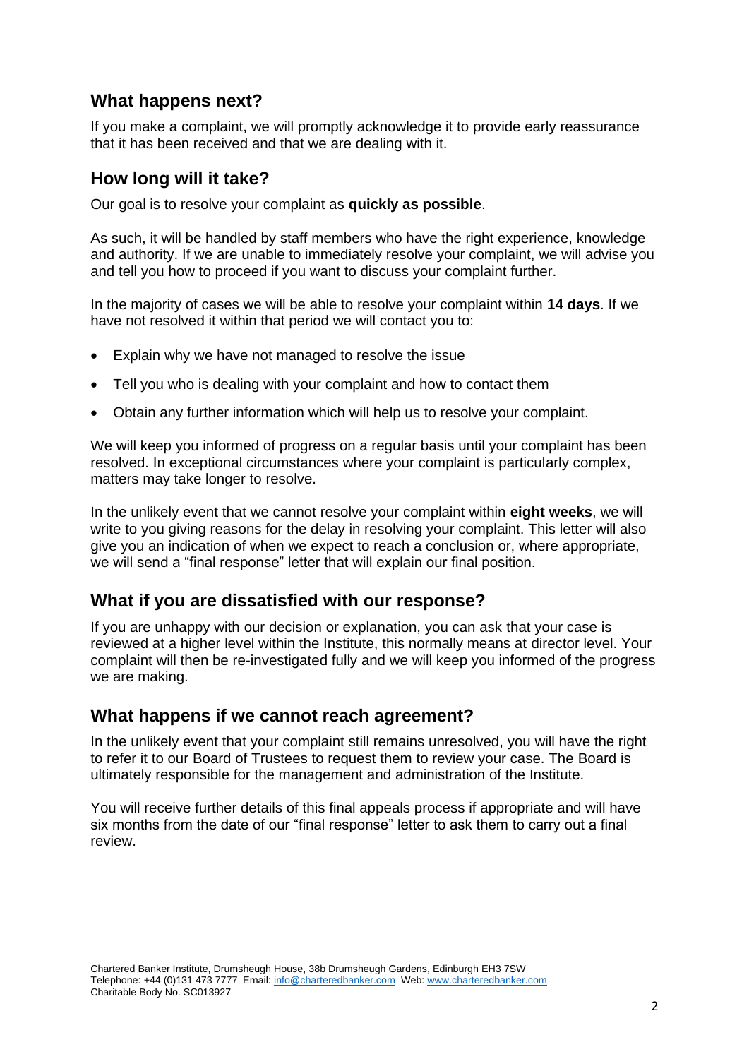## What happens next?

If you make a complaint, we will promptly acknowledge it to provide early reassurance that it has been received and that we are dealing with it.

## How long will it take?

Our goal is to resolve your complaint as **quickly as possible**.

As such, it will be handled by staff members who have the right experience, knowledge and authority. If we are unable to immediately resolve your complaint, we will advise you and tell you how to proceed if you want to discuss your complaint further.

In the majority of cases we will be able to resolve your complaint within **14 days**. If we have not resolved it within that period we will contact you to:

- Explain why we have not managed to resolve the issue
- Tell you who is dealing with your complaint and how to contact them
- Obtain any further information which will help us to resolve your complaint.

We will keep you informed of progress on a regular basis until your complaint has been resolved. In exceptional circumstances where your complaint is particularly complex, matters may take longer to resolve.

In the unlikely event that we cannot resolve your complaint within **eight weeks**, we will write to you giving reasons for the delay in resolving your complaint. This letter will also give you an indication of when we expect to reach a conclusion or, where appropriate, we will send a "final response" letter that will explain our final position.

## What if you are dissatisfied with our response?

If you are unhappy with our decision or explanation, you can ask that your case is reviewed at a higher level within the Institute, this normally means at director level. Your complaint will then be re-investigated fully and we will keep you informed of the progress we are making.

## What happens if we cannot reach agreement?

In the unlikely event that your complaint still remains unresolved, you will have the right to refer it to our Board of Trustees to request them to review your case. The Board is ultimately responsible for the management and administration of the Institute.

You will receive further details of this final appeals process if appropriate and will have six months from the date of our "final response" letter to ask them to carry out a final review.

Chartered Banker Institute, Drumsheugh House, 38b Drumsheugh Gardens, Edinburgh EH3 7SW
Telephone: +44 (0)131 473 7777 Email: info@charteredbanker.com Web: www.charteredbanker.com
Charitable Body No. SC013927